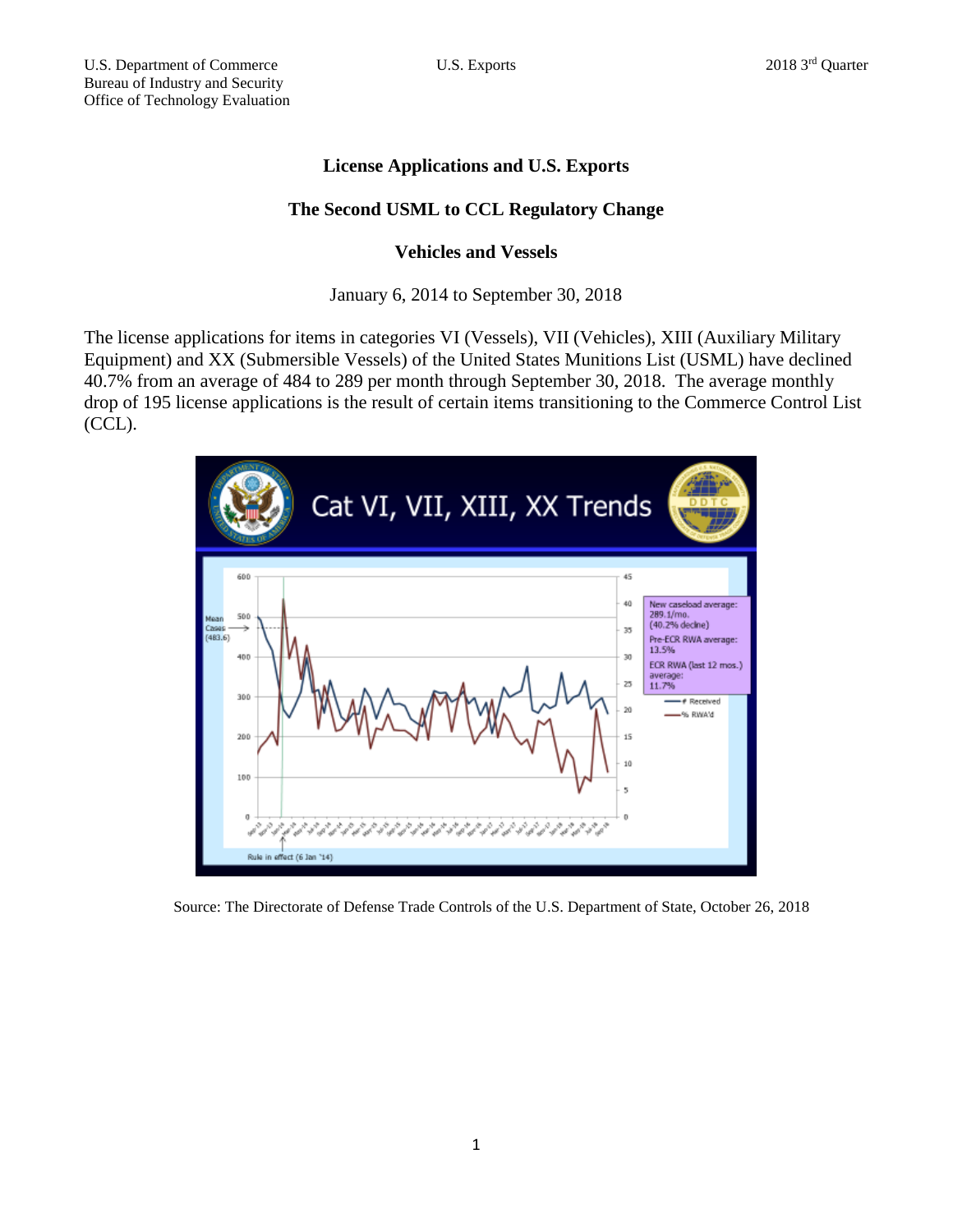# License Applications and U.S. Exports

## The Second USML to CCL Regulatory Change

## Vehicles and Vessels

January 6, 2014 to September 30, 2018

The license applications for items in categories VI (Vessels), VII (Vehicles), XIII (Auxiliary Military Equipment) and XX (Submersible Vessels) of the United States Munitions List (USML) have declined 40.7% from an average of 484 to 289 per month through September 30, 2018. The average monthly drop of 195 license applications is the result of certain items transitioning to the Commerce Control List (CCL).

Source: The Directorate of Defense Trade Controls of the U.S. Department of State, October 26, 2018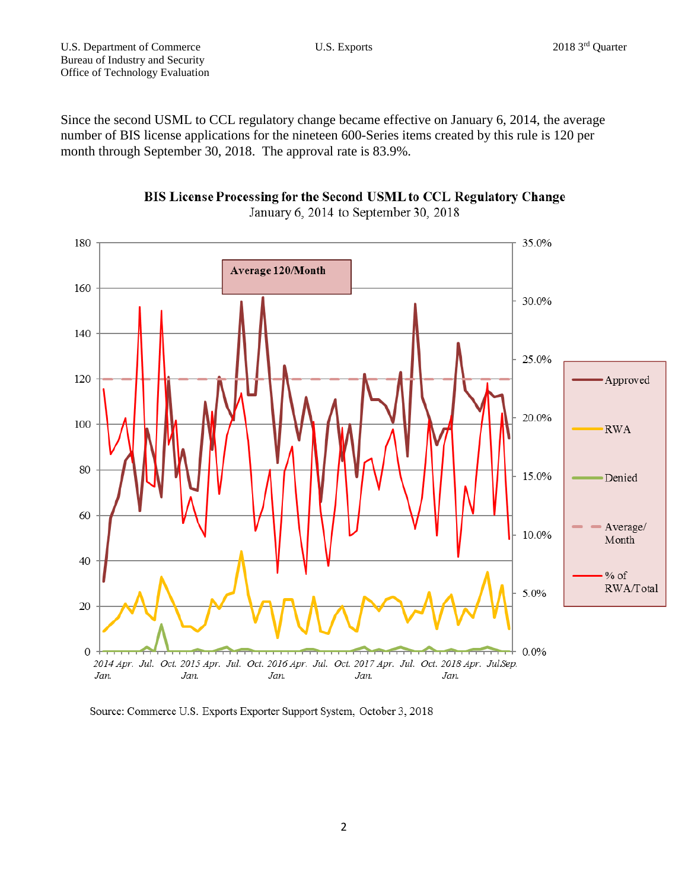Since the second USML to CCL regulatory change became effective on January 6, 2014, the average number of BIS license applications for the nineteen 600-Series items created by this rule is 120 per month through September 30, 2018. The approval rate is 83.9%.

**BIS License Processing for the Second USML to CCL Regulatory Change**
January 6, 2014 to September 30, 2018

Source: Commerce U.S. Exports Exporter Support System, October 3, 2018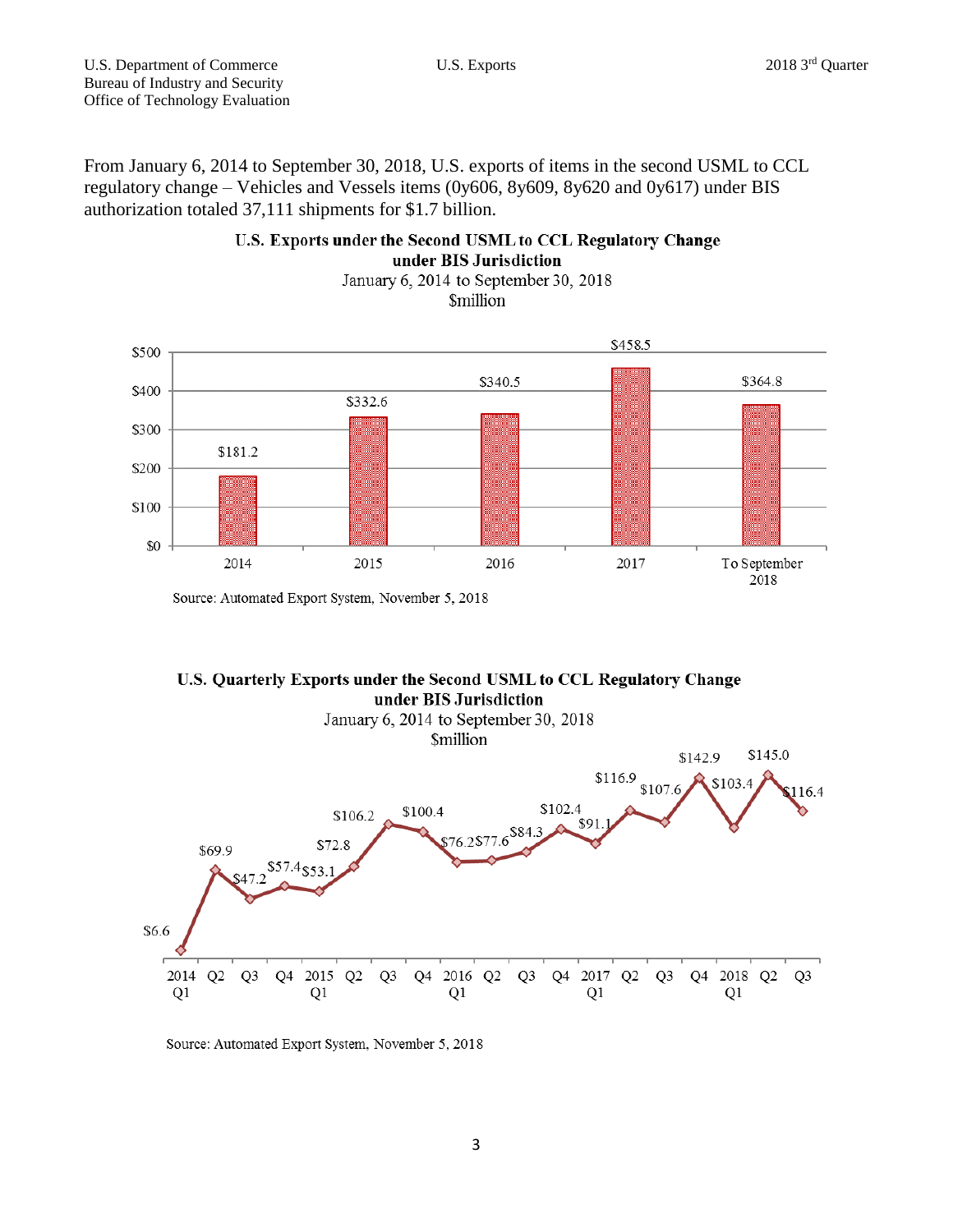From January 6, 2014 to September 30, 2018, U.S. exports of items in the second USML to CCL regulatory change – Vehicles and Vessels items (0y606, 8y609, 8y620 and 0y617) under BIS authorization totaled 37,111 shipments for $1.7 billion.

**U.S. Exports under the Second USML to CCL Regulatory Change under BIS Jurisdiction**
January 6, 2014 to September 30, 2018
$million

| Year | $million |
|---|---|
| 2014 | $181.2 |
| 2015 | $332.6 |
| 2016 | $340.5 |
| 2017 | $458.5 |
| To September 2018 | $364.8 |

Source: Automated Export System, November 5, 2018

**U.S. Quarterly Exports under the Second USML to CCL Regulatory Change under BIS Jurisdiction**
January 6, 2014 to September 30, 2018
$million

| Quarter | $million |
|---|---|
| 2014 Q1 | $6.6 |
| Q2 | $69.9 |
| Q3 | $47.2 |
| Q4 | $57.4 |
| 2015 Q1 | $53.1 |
| Q2 | $72.8 |
| Q3 | $106.2 |
| Q4 | $100.4 |
| 2016 Q1 | $76.2 |
| Q2 | $77.6 |
| Q3 | $84.3 |
| Q4 | $102.4 |
| 2017 Q1 | $91.1 |
| Q2 | $116.9 |
| Q3 | $107.6 |
| Q4 | $142.9 |
| 2018 Q1 | $103.4 |
| Q2 | $145.0 |
| Q3 | $116.4 |

Source: Automated Export System, November 5, 2018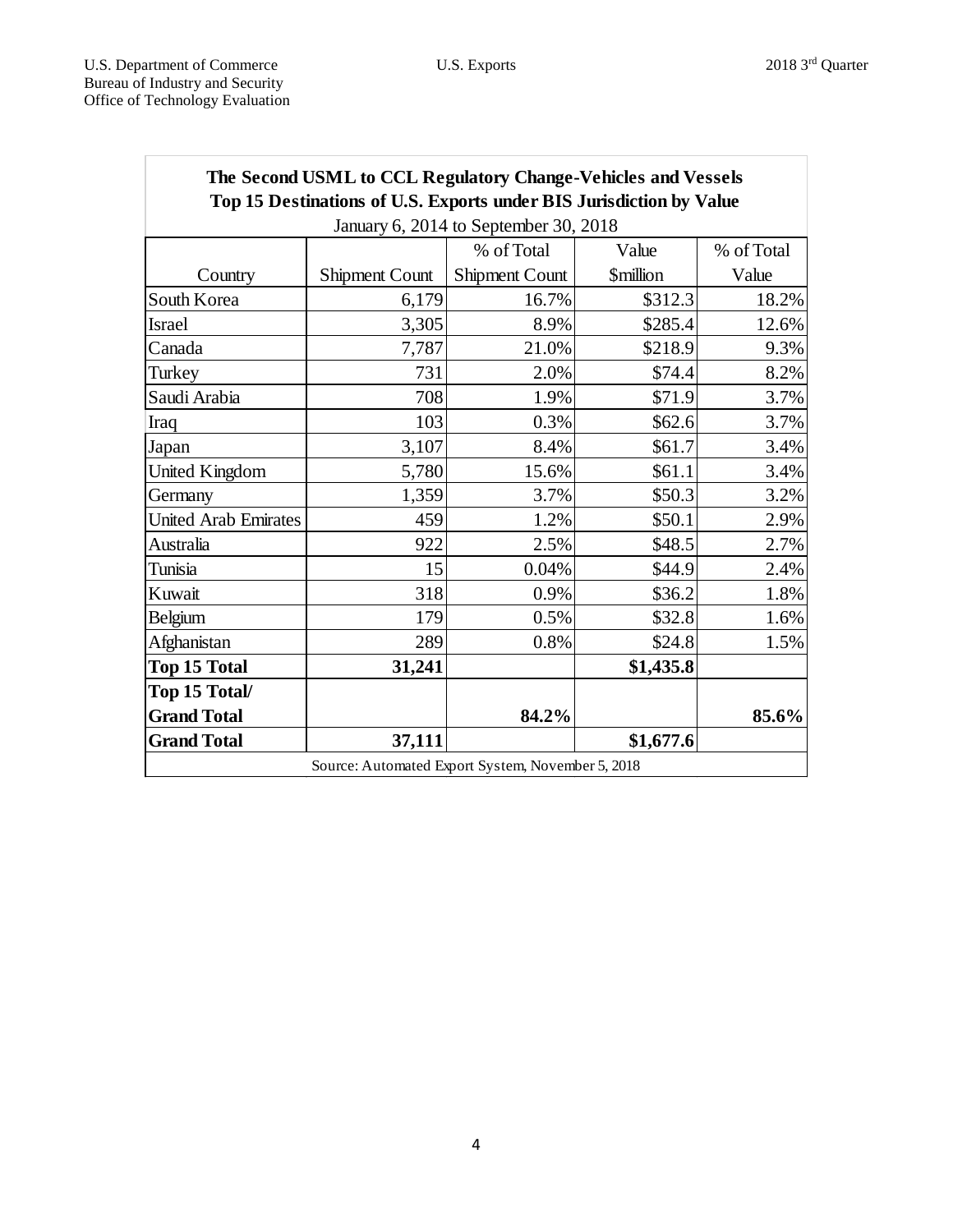**The Second USML to CCL Regulatory Change-Vehicles and Vessels**
**Top 15 Destinations of U.S. Exports under BIS Jurisdiction by Value**
January 6, 2014 to September 30, 2018

| Country | Shipment Count | % of Total Shipment Count | Value $million | % of Total Value |
|---|---|---|---|---|
| South Korea | 6,179 | 16.7% | $312.3 | 18.2% |
| Israel | 3,305 | 8.9% | $285.4 | 12.6% |
| Canada | 7,787 | 21.0% | $218.9 | 9.3% |
| Turkey | 731 | 2.0% | $74.4 | 8.2% |
| Saudi Arabia | 708 | 1.9% | $71.9 | 3.7% |
| Iraq | 103 | 0.3% | $62.6 | 3.7% |
| Japan | 3,107 | 8.4% | $61.7 | 3.4% |
| United Kingdom | 5,780 | 15.6% | $61.1 | 3.4% |
| Germany | 1,359 | 3.7% | $50.3 | 3.2% |
| United Arab Emirates | 459 | 1.2% | $50.1 | 2.9% |
| Australia | 922 | 2.5% | $48.5 | 2.7% |
| Tunisia | 15 | 0.04% | $44.9 | 2.4% |
| Kuwait | 318 | 0.9% | $36.2 | 1.8% |
| Belgium | 179 | 0.5% | $32.8 | 1.6% |
| Afghanistan | 289 | 0.8% | $24.8 | 1.5% |
| **Top 15 Total** | **31,241** | | **$1,435.8** | |
| **Top 15 Total/ Grand Total** | | **84.2%** | | **85.6%** |
| **Grand Total** | **37,111** | | **$1,677.6** | |

Source: Automated Export System, November 5, 2018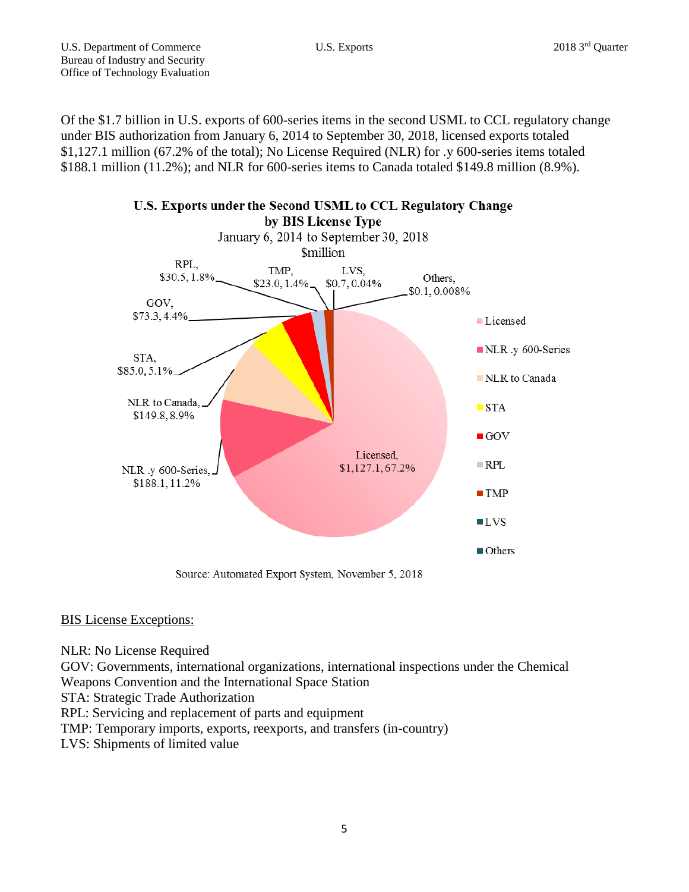Of the $1.7 billion in U.S. exports of 600-series items in the second USML to CCL regulatory change under BIS authorization from January 6, 2014 to September 30, 2018, licensed exports totaled $1,127.1 million (67.2% of the total); No License Required (NLR) for .y 600-series items totaled $188.1 million (11.2%); and NLR for 600-series items to Canada totaled $149.8 million (8.9%).

**U.S. Exports under the Second USML to CCL Regulatory Change by BIS License Type**

January 6, 2014 to September 30, 2018

$million

RPL, $30.5, 1.8%

TMP, $23.0, 1.4%

LVS, $0.7, 0.04%

Others, $0.1, 0.008%

GOV, $73.3, 4.4%

STA, $85.0, 5.1%

NLR to Canada, $149.8, 8.9%

NLR .y 600-Series, $188.1, 11.2%

Licensed, $1,127.1, 67.2%

Licensed

NLR .y 600-Series

NLR to Canada

STA

GOV

RPL

TMP

LVS

Others

Source: Automated Export System, November 5, 2018

<u>BIS License Exceptions:</u>

NLR: No License Required
GOV: Governments, international organizations, international inspections under the Chemical Weapons Convention and the International Space Station
STA: Strategic Trade Authorization
RPL: Servicing and replacement of parts and equipment
TMP: Temporary imports, exports, reexports, and transfers (in-country)
LVS: Shipments of limited value